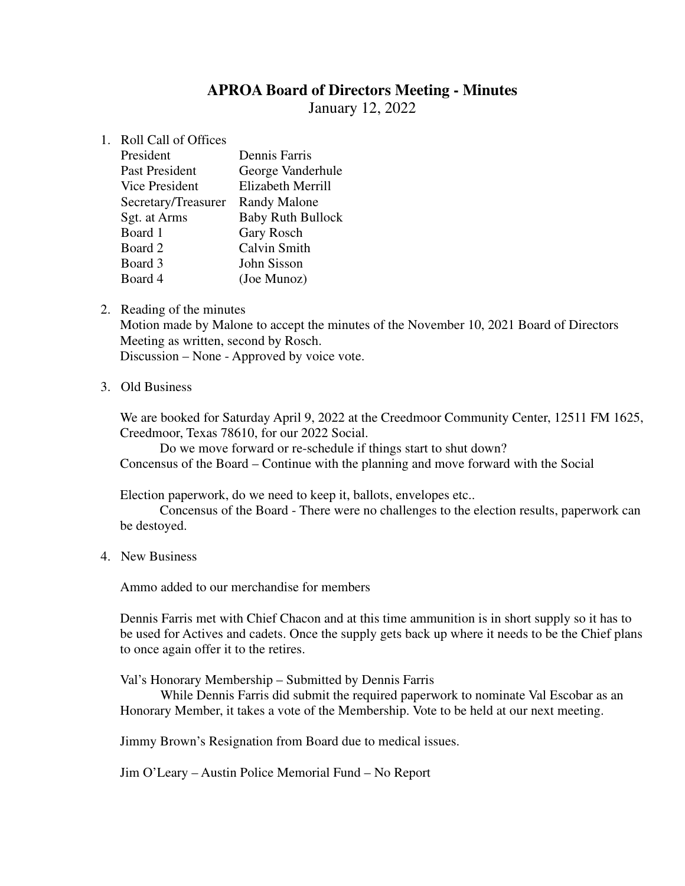# APROA Board of Directors Meeting - Minutes

January 12, 2022

1. Roll Call of Offices

| | |
|---|---|
| President | Dennis Farris |
| Past President | George Vanderhule |
| Vice President | Elizabeth Merrill |
| Secretary/Treasurer | Randy Malone |
| Sgt. at Arms | Baby Ruth Bullock |
| Board 1 | Gary Rosch |
| Board 2 | Calvin Smith |
| Board 3 | John Sisson |
| Board 4 | (Joe Munoz) |

2. Reading of the minutes

   Motion made by Malone to accept the minutes of the November 10, 2021 Board of Directors Meeting as written, second by Rosch.

   Discussion – None - Approved by voice vote.

3. Old Business

   We are booked for Saturday April 9, 2022 at the Creedmoor Community Center, 12511 FM 1625, Creedmoor, Texas 78610, for our 2022 Social.

   Do we move forward or re-schedule if things start to shut down?

   Concensus of the Board – Continue with the planning and move forward with the Social

   Election paperwork, do we need to keep it, ballots, envelopes etc..

   Concensus of the Board - There were no challenges to the election results, paperwork can be destoyed.

4. New Business

   Ammo added to our merchandise for members

   Dennis Farris met with Chief Chacon and at this time ammunition is in short supply so it has to be used for Actives and cadets. Once the supply gets back up where it needs to be the Chief plans to once again offer it to the retires.

   Val's Honorary Membership – Submitted by Dennis Farris

   While Dennis Farris did submit the required paperwork to nominate Val Escobar as an Honorary Member, it takes a vote of the Membership. Vote to be held at our next meeting.

   Jimmy Brown's Resignation from Board due to medical issues.

   Jim O'Leary – Austin Police Memorial Fund – No Report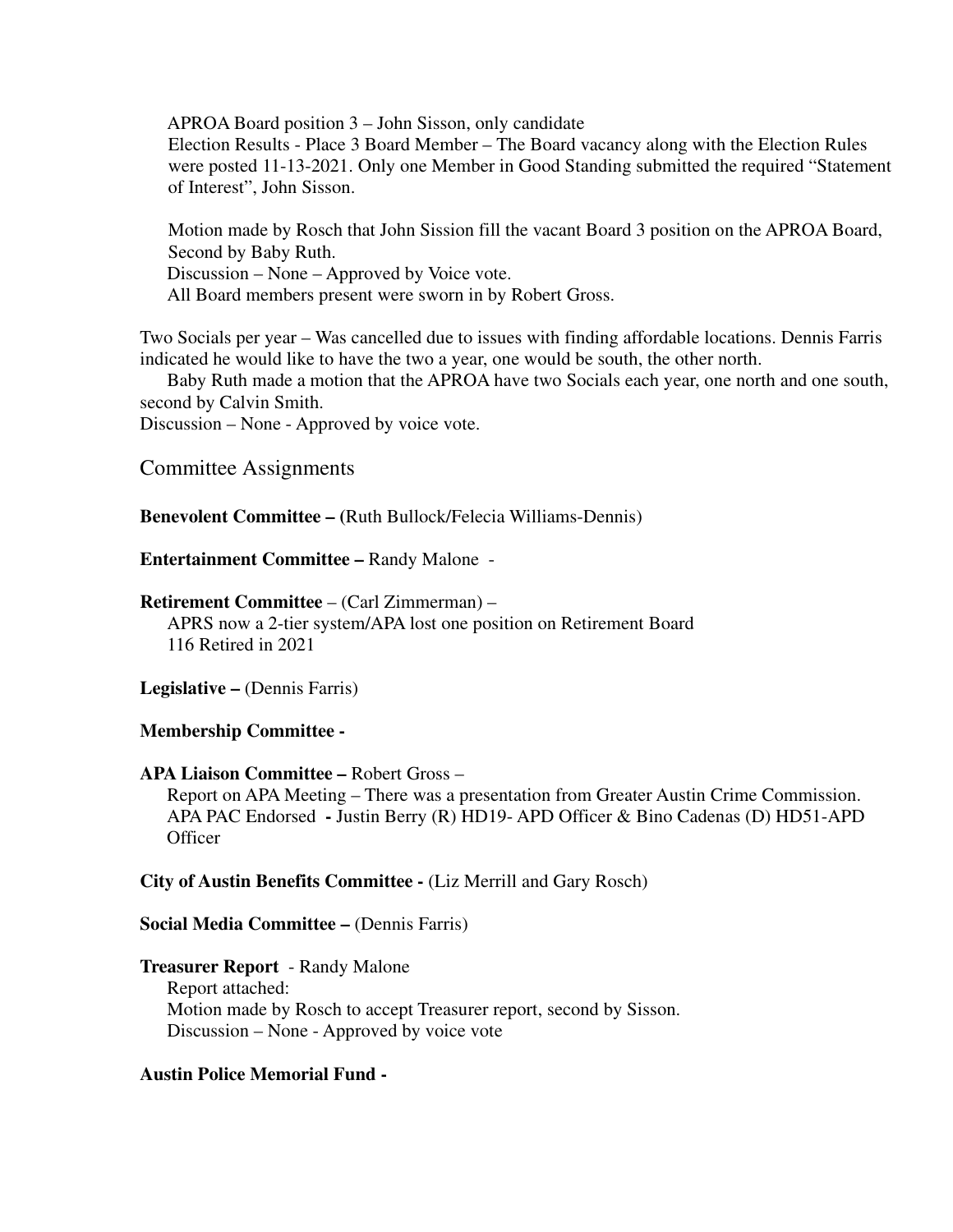APROA Board position 3 – John Sisson, only candidate
Election Results - Place 3 Board Member – The Board vacancy along with the Election Rules were posted 11-13-2021. Only one Member in Good Standing submitted the required "Statement of Interest", John Sisson.

Motion made by Rosch that John Sission fill the vacant Board 3 position on the APROA Board, Second by Baby Ruth.
Discussion – None – Approved by Voice vote.
All Board members present were sworn in by Robert Gross.

Two Socials per year – Was cancelled due to issues with finding affordable locations. Dennis Farris indicated he would like to have the two a year, one would be south, the other north.

Baby Ruth made a motion that the APROA have two Socials each year, one north and one south, second by Calvin Smith.
Discussion – None - Approved by voice vote.

## Committee Assignments

**Benevolent Committee – (**Ruth Bullock/Felecia Williams-Dennis)

**Entertainment Committee –** Randy Malone -

**Retirement Committee** – (Carl Zimmerman) –
APRS now a 2-tier system/APA lost one position on Retirement Board
116 Retired in 2021

**Legislative –** (Dennis Farris)

**Membership Committee -**

**APA Liaison Committee –** Robert Gross –
Report on APA Meeting – There was a presentation from Greater Austin Crime Commission.
APA PAC Endorsed **-** Justin Berry (R) HD19- APD Officer & Bino Cadenas (D) HD51-APD Officer

**City of Austin Benefits Committee -** (Liz Merrill and Gary Rosch)

**Social Media Committee –** (Dennis Farris)

**Treasurer Report** - Randy Malone
Report attached:
Motion made by Rosch to accept Treasurer report, second by Sisson.
Discussion – None - Approved by voice vote

**Austin Police Memorial Fund -**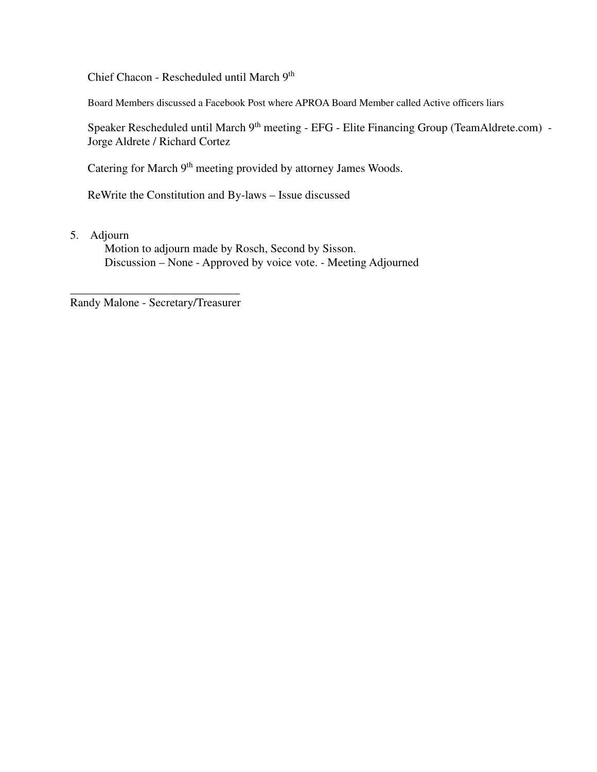Chief Chacon - Rescheduled until March 9th

Board Members discussed a Facebook Post where APROA Board Member called Active officers liars

Speaker Rescheduled until March 9th meeting - EFG - Elite Financing Group (TeamAldrete.com) - Jorge Aldrete / Richard Cortez

Catering for March 9th meeting provided by attorney James Woods.

ReWrite the Constitution and By-laws – Issue discussed

5. Adjourn
   Motion to adjourn made by Rosch, Second by Sisson.
   Discussion – None - Approved by voice vote. - Meeting Adjourned

_____________________________
Randy Malone - Secretary/Treasurer